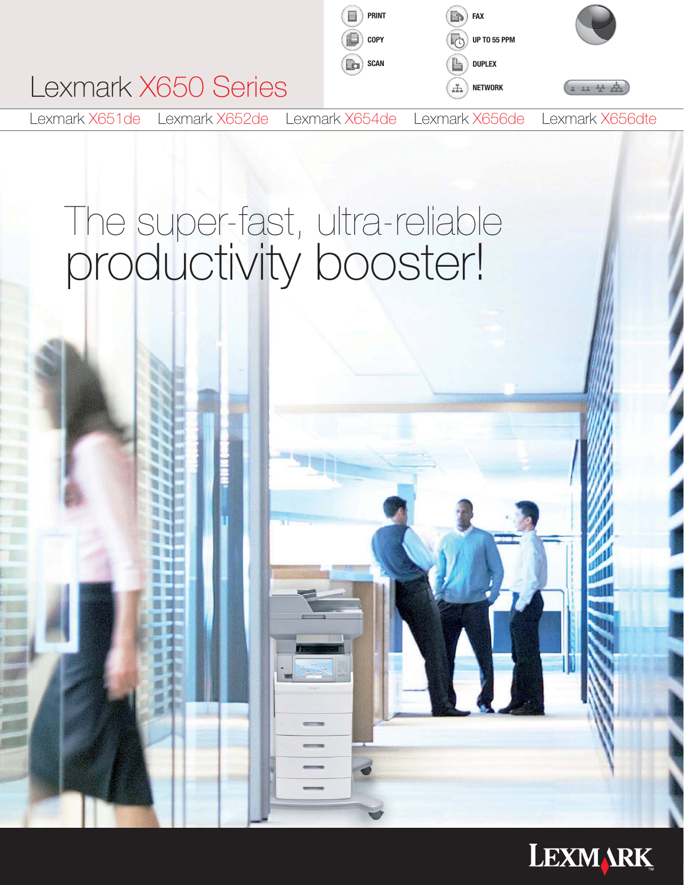# Lexmark X650 Series

PRINT
COPY
SCAN
FAX
UP TO 55 PPM
DUPLEX
NETWORK

Lexmark X651de Lexmark X652de Lexmark X654de Lexmark X656de Lexmark X656dte

## The super-fast, ultra-reliable productivity booster!

LEXMARK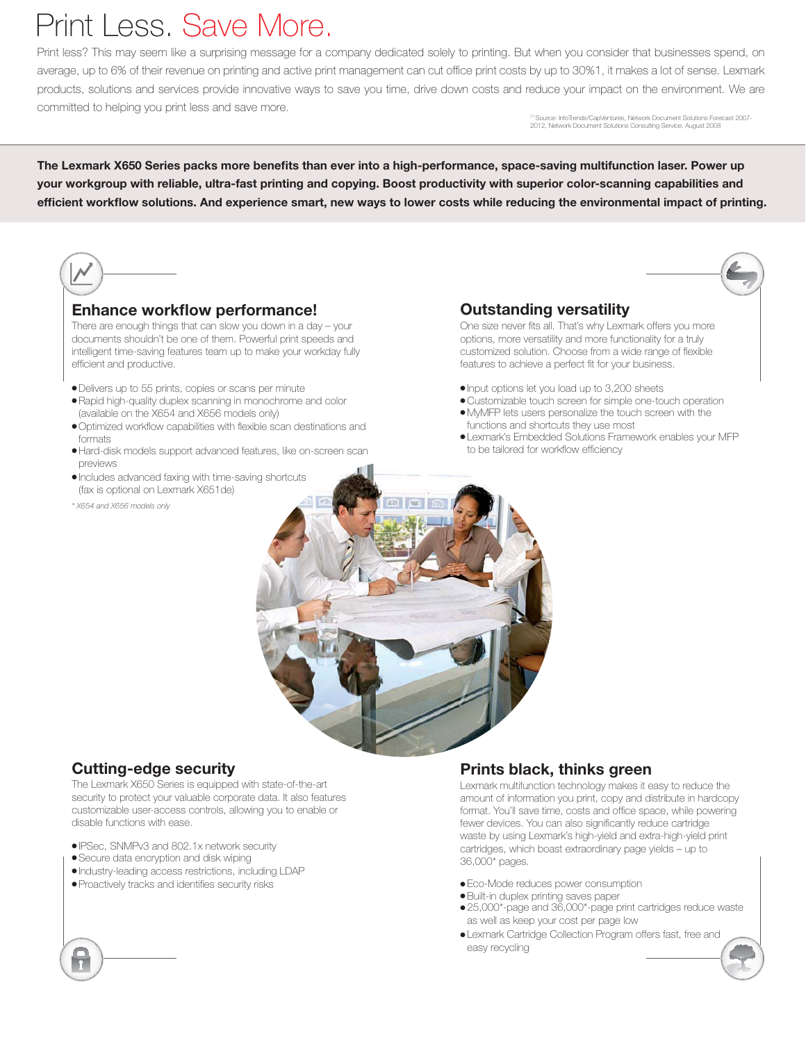# Print Less. Save More.

Print less? This may seem like a surprising message for a company dedicated solely to printing. But when you consider that businesses spend, on average, up to 6% of their revenue on printing and active print management can cut office print costs by up to 30%1, it makes a lot of sense. Lexmark products, solutions and services provide innovative ways to save you time, drive down costs and reduce your impact on the environment. We are committed to helping you print less and save more.

[1] Source: InfoTrends/CapVentures, Network Document Solutions Forecast 2007-2012, Network Document Solutions Consulting Service, August 2008

**The Lexmark X650 Series packs more benefits than ever into a high-performance, space-saving multifunction laser. Power up your workgroup with reliable, ultra-fast printing and copying. Boost productivity with superior color-scanning capabilities and efficient workflow solutions. And experience smart, new ways to lower costs while reducing the environmental impact of printing.**

## Enhance workflow performance!

There are enough things that can slow you down in a day – your documents shouldn't be one of them. Powerful print speeds and intelligent time-saving features team up to make your workday fully efficient and productive.

- Delivers up to 55 prints, copies or scans per minute
- Rapid high-quality duplex scanning in monochrome and color (available on the X654 and X656 models only)
- Optimized workflow capabilities with flexible scan destinations and formats
- Hard-disk models support advanced features, like on-screen scan previews
- Includes advanced faxing with time-saving shortcuts (fax is optional on Lexmark X651de)

*\* X654 and X656 models only*

## Outstanding versatility

One size never fits all. That's why Lexmark offers you more options, more versatility and more functionality for a truly customized solution. Choose from a wide range of flexible features to achieve a perfect fit for your business.

- Input options let you load up to 3,200 sheets
- Customizable touch screen for simple one-touch operation
- MyMFP lets users personalize the touch screen with the functions and shortcuts they use most
- Lexmark's Embedded Solutions Framework enables your MFP to be tailored for workflow efficiency

## Cutting-edge security

The Lexmark X650 Series is equipped with state-of-the-art security to protect your valuable corporate data. It also features customizable user-access controls, allowing you to enable or disable functions with ease.

- IPSec, SNMPv3 and 802.1x network security
- Secure data encryption and disk wiping
- Industry-leading access restrictions, including LDAP
- Proactively tracks and identifies security risks

## Prints black, thinks green

Lexmark multifunction technology makes it easy to reduce the amount of information you print, copy and distribute in hardcopy format. You'll save time, costs and office space, while powering fewer devices. You can also significantly reduce cartridge waste by using Lexmark's high-yield and extra-high-yield print cartridges, which boast extraordinary page yields – up to 36,000* pages.

- Eco-Mode reduces power consumption
- Built-in duplex printing saves paper
- 25,000*-page and 36,000*-page print cartridges reduce waste as well as keep your cost per page low
- Lexmark Cartridge Collection Program offers fast, free and easy recycling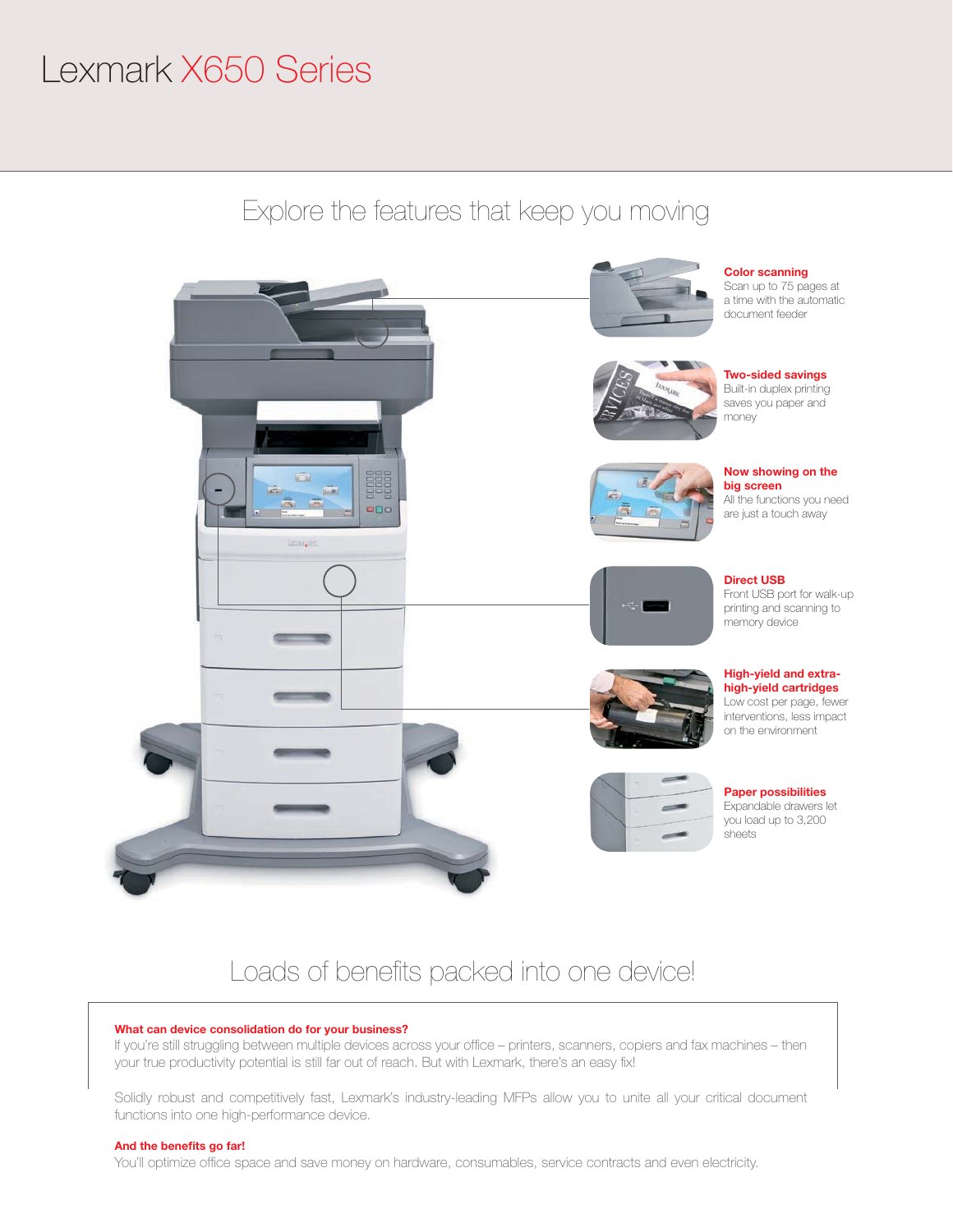# Lexmark X650 Series

## Explore the features that keep you moving

**Color scanning**
Scan up to 75 pages at a time with the automatic document feeder

**Two-sided savings**
Built-in duplex printing saves you paper and money

**Now showing on the big screen**
All the functions you need are just a touch away

**Direct USB**
Front USB port for walk-up printing and scanning to memory device

**High-yield and extra-high-yield cartridges**
Low cost per page, fewer interventions, less impact on the environment

**Paper possibilities**
Expandable drawers let you load up to 3,200 sheets

## Loads of benefits packed into one device!

**What can device consolidation do for your business?**
If you're still struggling between multiple devices across your office – printers, scanners, copiers and fax machines – then your true productivity potential is still far out of reach. But with Lexmark, there's an easy fix!

Solidly robust and competitively fast, Lexmark's industry-leading MFPs allow you to unite all your critical document functions into one high-performance device.

**And the benefits go far!**
You'll optimize office space and save money on hardware, consumables, service contracts and even electricity.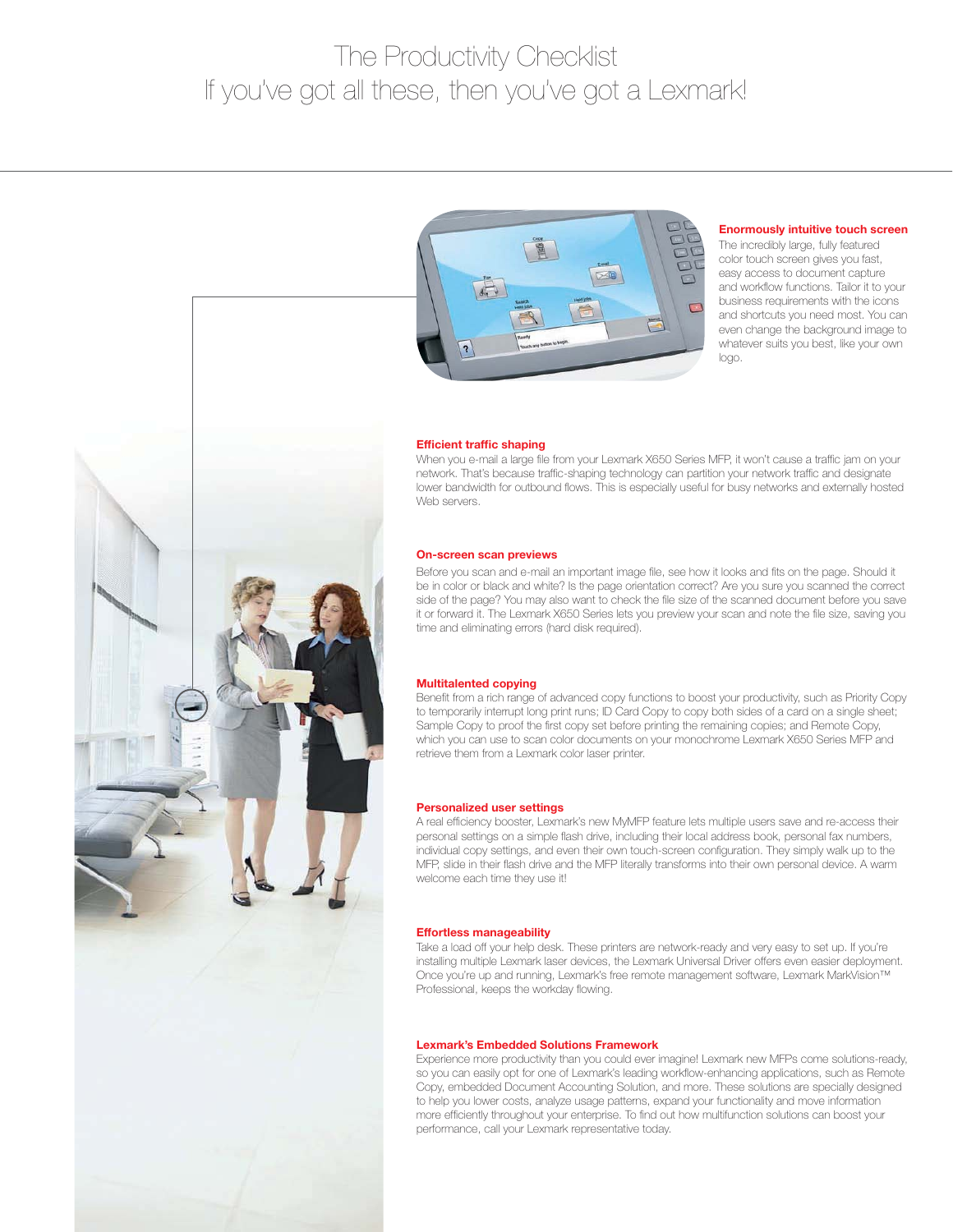# The Productivity Checklist
# If you've got all these, then you've got a Lexmark!

### Enormously intuitive touch screen

The incredibly large, fully featured color touch screen gives you fast, easy access to document capture and workflow functions. Tailor it to your business requirements with the icons and shortcuts you need most. You can even change the background image to whatever suits you best, like your own logo.

### Efficient traffic shaping

When you e-mail a large file from your Lexmark X650 Series MFP, it won't cause a traffic jam on your network. That's because traffic-shaping technology can partition your network traffic and designate lower bandwidth for outbound flows. This is especially useful for busy networks and externally hosted Web servers.

### On-screen scan previews

Before you scan and e-mail an important image file, see how it looks and fits on the page. Should it be in color or black and white? Is the page orientation correct? Are you sure you scanned the correct side of the page? You may also want to check the file size of the scanned document before you save it or forward it. The Lexmark X650 Series lets you preview your scan and note the file size, saving you time and eliminating errors (hard disk required).

### Multitalented copying

Benefit from a rich range of advanced copy functions to boost your productivity, such as Priority Copy to temporarily interrupt long print runs; ID Card Copy to copy both sides of a card on a single sheet; Sample Copy to proof the first copy set before printing the remaining copies; and Remote Copy, which you can use to scan color documents on your monochrome Lexmark X650 Series MFP and retrieve them from a Lexmark color laser printer.

### Personalized user settings

A real efficiency booster, Lexmark's new MyMFP feature lets multiple users save and re-access their personal settings on a simple flash drive, including their local address book, personal fax numbers, individual copy settings, and even their own touch-screen configuration. They simply walk up to the MFP, slide in their flash drive and the MFP literally transforms into their own personal device. A warm welcome each time they use it!

### Effortless manageability

Take a load off your help desk. These printers are network-ready and very easy to set up. If you're installing multiple Lexmark laser devices, the Lexmark Universal Driver offers even easier deployment. Once you're up and running, Lexmark's free remote management software, Lexmark MarkVision™ Professional, keeps the workday flowing.

### Lexmark's Embedded Solutions Framework

Experience more productivity than you could ever imagine! Lexmark new MFPs come solutions-ready, so you can easily opt for one of Lexmark's leading workflow-enhancing applications, such as Remote Copy, embedded Document Accounting Solution, and more. These solutions are specially designed to help you lower costs, analyze usage patterns, expand your functionality and move information more efficiently throughout your enterprise. To find out how multifunction solutions can boost your performance, call your Lexmark representative today.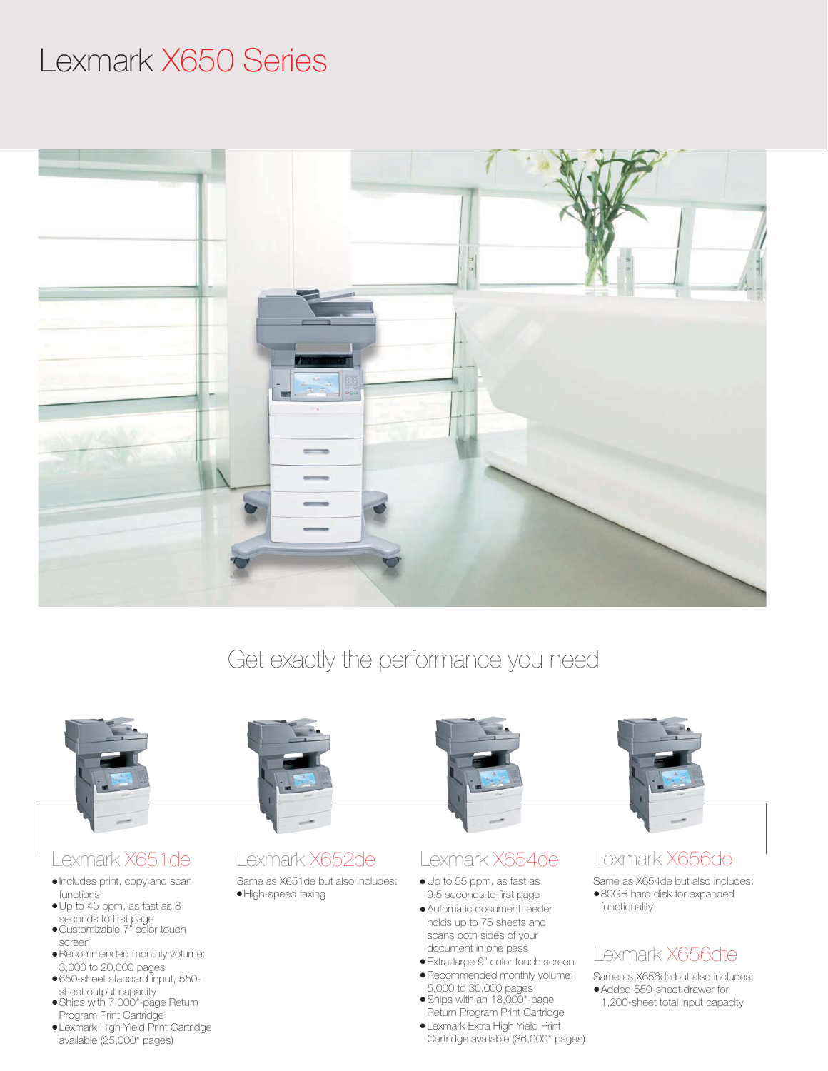# Lexmark X650 Series

## Get exactly the performance you need

### Lexmark X651de

- Includes print, copy and scan functions
- Up to 45 ppm, as fast as 8 seconds to first page
- Customizable 7" color touch screen
- Recommended monthly volume: 3,000 to 20,000 pages
- 650-sheet standard input, 550-sheet output capacity
- Ships with 7,000*-page Return Program Print Cartridge
- Lexmark High Yield Print Cartridge available (25,000* pages)

### Lexmark X652de

Same as X651de but also includes:

- High-speed faxing

### Lexmark X654de

- Up to 55 ppm, as fast as 9.5 seconds to first page
- Automatic document feeder holds up to 75 sheets and scans both sides of your document in one pass
- Extra-large 9" color touch screen
- Recommended monthly volume: 5,000 to 30,000 pages
- Ships with an 18,000*-page Return Program Print Cartridge
- Lexmark Extra High Yield Print Cartridge available (36,000* pages)

### Lexmark X656de

Same as X654de but also includes:

- 80GB hard disk for expanded functionality

### Lexmark X656dte

Same as X656de but also includes:

- Added 550-sheet drawer for 1,200-sheet total input capacity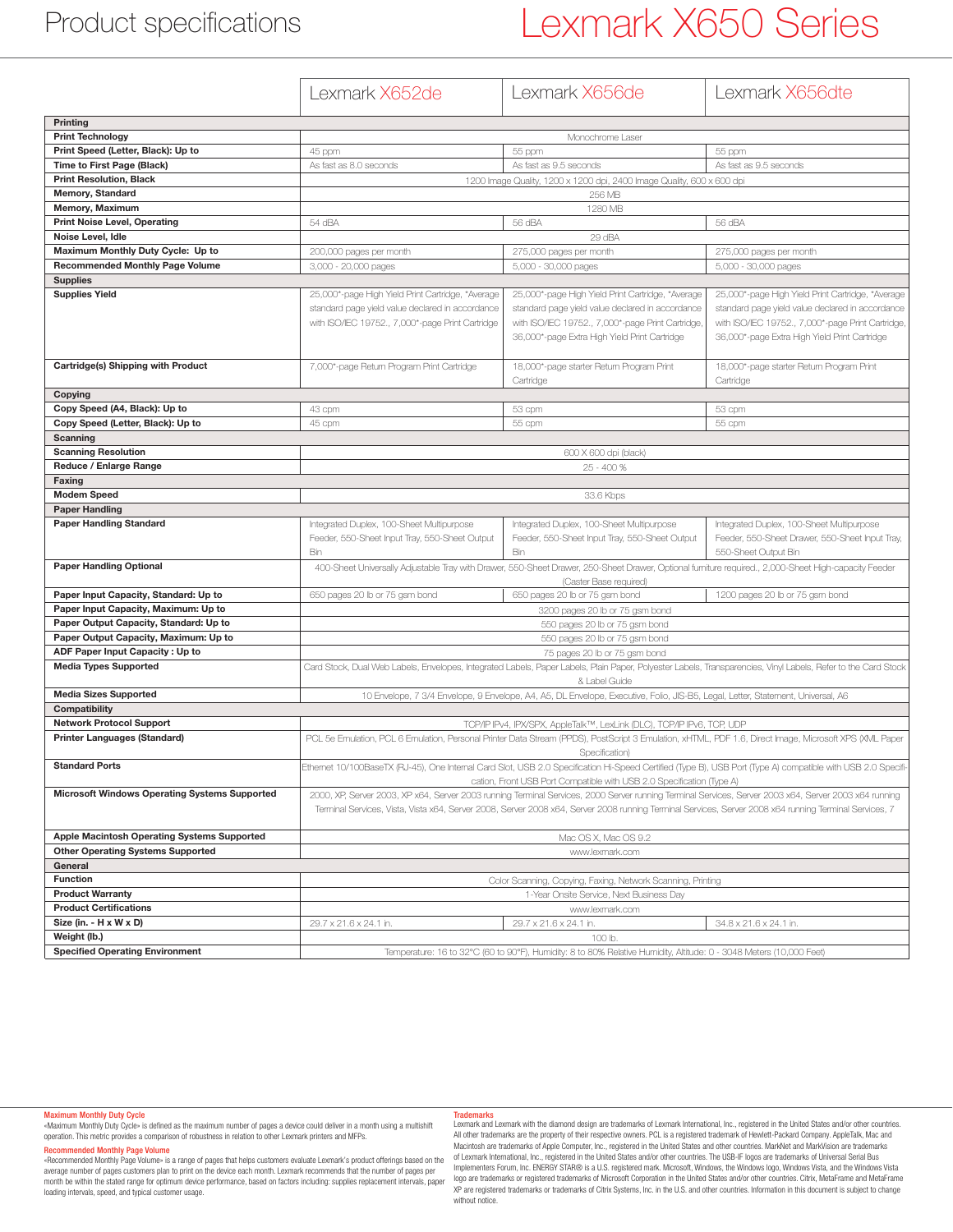# Product specifications

# Lexmark X650 Series

| | Lexmark X652de | Lexmark X656de | Lexmark X656dte |
|---|---|---|---|
| **Printing** | | | |
| **Print Technology** | Monochrome Laser | | |
| **Print Speed (Letter, Black): Up to** | 45 ppm | 55 ppm | 55 ppm |
| **Time to First Page (Black)** | As fast as 8.0 seconds | As fast as 9.5 seconds | As fast as 9.5 seconds |
| **Print Resolution, Black** | 1200 Image Quality, 1200 x 1200 dpi, 2400 Image Quality, 600 x 600 dpi | | |
| **Memory, Standard** | 256 MB | | |
| **Memory, Maximum** | 1280 MB | | |
| **Print Noise Level, Operating** | 54 dBA | 56 dBA | 56 dBA |
| **Noise Level, Idle** | 29 dBA | | |
| **Maximum Monthly Duty Cycle: Up to** | 200,000 pages per month | 275,000 pages per month | 275,000 pages per month |
| **Recommended Monthly Page Volume** | 3,000 - 20,000 pages | 5,000 - 30,000 pages | 5,000 - 30,000 pages |
| **Supplies** | | | |
| **Supplies Yield** | 25,000*-page High Yield Print Cartridge, *Average standard page yield value declared in accordance with ISO/IEC 19752., 7,000*-page Print Cartridge | 25,000*-page High Yield Print Cartridge, *Average standard page yield value declared in accordance with ISO/IEC 19752., 7,000*-page Print Cartridge, 36,000*-page Extra High Yield Print Cartridge | 25,000*-page High Yield Print Cartridge, *Average standard page yield value declared in accordance with ISO/IEC 19752., 7,000*-page Print Cartridge, 36,000*-page Extra High Yield Print Cartridge |
| **Cartridge(s) Shipping with Product** | 7,000*-page Return Program Print Cartridge | 18,000*-page starter Return Program Print Cartridge | 18,000*-page starter Return Program Print Cartridge |
| **Copying** | | | |
| **Copy Speed (A4, Black): Up to** | 43 cpm | 53 cpm | 53 cpm |
| **Copy Speed (Letter, Black): Up to** | 45 cpm | 55 cpm | 55 cpm |
| **Scanning** | | | |
| **Scanning Resolution** | 600 X 600 dpi (black) | | |
| **Reduce / Enlarge Range** | 25 - 400 % | | |
| **Faxing** | | | |
| **Modem Speed** | 33.6 Kbps | | |
| **Paper Handling** | | | |
| **Paper Handling Standard** | Integrated Duplex, 100-Sheet Multipurpose Feeder, 550-Sheet Input Tray, 550-Sheet Output Bin | Integrated Duplex, 100-Sheet Multipurpose Feeder, 550-Sheet Input Tray, 550-Sheet Output Bin | Integrated Duplex, 100-Sheet Multipurpose Feeder, 550-Sheet Drawer, 550-Sheet Input Tray, 550-Sheet Output Bin |
| **Paper Handling Optional** | 400-Sheet Universally Adjustable Tray with Drawer, 550-Sheet Drawer, 250-Sheet Drawer, Optional furniture required., 2,000-Sheet High-capacity Feeder (Caster Base required) | | |
| **Paper Input Capacity, Standard: Up to** | 650 pages 20 lb or 75 gsm bond | 650 pages 20 lb or 75 gsm bond | 1200 pages 20 lb or 75 gsm bond |
| **Paper Input Capacity, Maximum: Up to** | 3200 pages 20 lb or 75 gsm bond | | |
| **Paper Output Capacity, Standard: Up to** | 550 pages 20 lb or 75 gsm bond | | |
| **Paper Output Capacity, Maximum: Up to** | 550 pages 20 lb or 75 gsm bond | | |
| **ADF Paper Input Capacity : Up to** | 75 pages 20 lb or 75 gsm bond | | |
| **Media Types Supported** | Card Stock, Dual Web Labels, Envelopes, Integrated Labels, Paper Labels, Plain Paper, Polyester Labels, Transparencies, Vinyl Labels, Refer to the Card Stock & Label Guide | | |
| **Media Sizes Supported** | 10 Envelope, 7 3/4 Envelope, 9 Envelope, A4, A5, DL Envelope, Executive, Folio, JIS-B5, Legal, Letter, Statement, Universal, A6 | | |
| **Compatibility** | | | |
| **Network Protocol Support** | TCP/IP IPv4, IPX/SPX, AppleTalk™, LexLink (DLC), TCP/IP IPv6, TCP, UDP | | |
| **Printer Languages (Standard)** | PCL 5e Emulation, PCL 6 Emulation, Personal Printer Data Stream (PPDS), PostScript 3 Emulation, xHTML, PDF 1.6, Direct Image, Microsoft XPS (XML Paper Specification) | | |
| **Standard Ports** | Ethernet 10/100BaseTX (RJ-45), One Internal Card Slot, USB 2.0 Specification Hi-Speed Certified (Type B), USB Port (Type A) compatible with USB 2.0 Specification, Front USB Port Compatible with USB 2.0 Specification (Type A) | | |
| **Microsoft Windows Operating Systems Supported** | 2000, XP, Server 2003, XP x64, Server 2003 running Terminal Services, 2000 Server running Terminal Services, Server 2003 x64, Server 2003 x64 running Terminal Services, Vista, Vista x64, Server 2008, Server 2008 x64, Server 2008 running Terminal Services, Server 2008 x64 running Terminal Services, 7 | | |
| **Apple Macintosh Operating Systems Supported** | Mac OS X, Mac OS 9.2 | | |
| **Other Operating Systems Supported** | www.lexmark.com | | |
| **General** | | | |
| **Function** | Color Scanning, Copying, Faxing, Network Scanning, Printing | | |
| **Product Warranty** | 1-Year Onsite Service, Next Business Day | | |
| **Product Certifications** | www.lexmark.com | | |
| **Size (in. - H x W x D)** | 29.7 x 21.6 x 24.1 in. | 29.7 x 21.6 x 24.1 in. | 34.8 x 21.6 x 24.1 in. |
| **Weight (lb.)** | 100 lb. | | |
| **Specified Operating Environment** | Temperature: 16 to 32°C (60 to 90°F), Humidity: 8 to 80% Relative Humidity, Altitude: 0 - 3048 Meters (10,000 Feet) | | |

**Maximum Monthly Duty Cycle**

«Maximum Monthly Duty Cycle» is defined as the maximum number of pages a device could deliver in a month using a multishift operation. This metric provides a comparison of robustness in relation to other Lexmark printers and MFPs.

**Recommended Monthly Page Volume**

«Recommended Monthly Page Volume» is a range of pages that helps customers evaluate Lexmark's product offerings based on the average number of pages customers plan to print on the device each month. Lexmark recommends that the number of pages per month be within the stated range for optimum device performance, based on factors including: supplies replacement intervals, paper loading intervals, speed, and typical customer usage.

**Trademarks**

Lexmark and Lexmark with the diamond design are trademarks of Lexmark International, Inc., registered in the United States and/or other countries. All other trademarks are the property of their respective owners. PCL is a registered trademark of Hewlett-Packard Company. AppleTalk, Mac and Macintosh are trademarks of Apple Computer, Inc., registered in the United States and other countries. MarkNet and MarkVision are trademarks of Lexmark International, Inc., registered in the United States and/or other countries. The USB-IF logos are trademarks of Universal Serial Bus Implementers Forum, Inc. ENERGY STAR® is a U.S. registered mark. Microsoft, Windows, the Windows logo, Windows Vista, and the Windows Vista logo are trademarks or registered trademarks of Microsoft Corporation in the United States and/or other countries. Citrix, MetaFrame and MetaFrame XP are registered trademarks or trademarks of Citrix Systems, Inc. in the U.S. and other countries. Information in this document is subject to change without notice.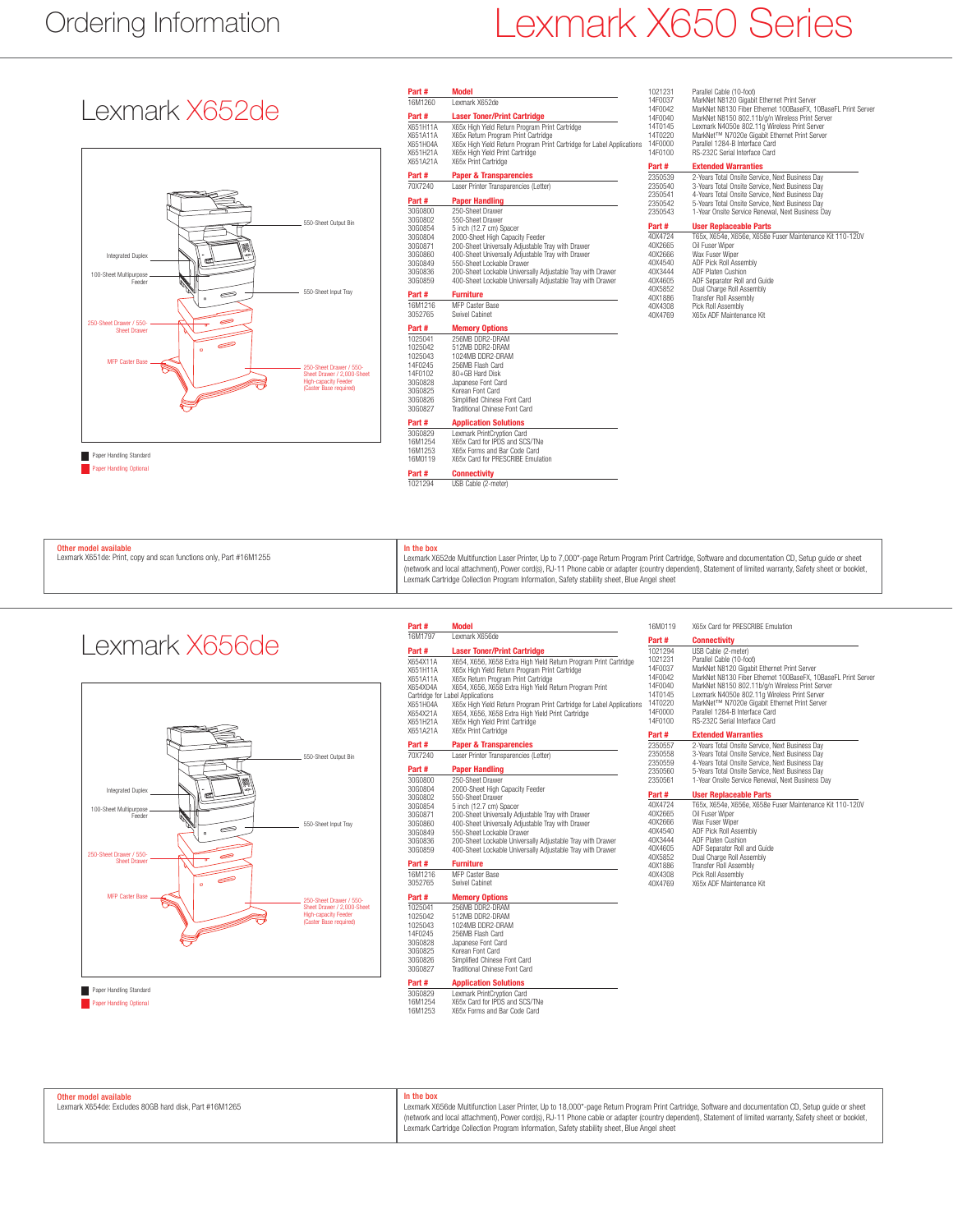# Ordering Information

# Lexmark X650 Series

## Lexmark X652de

550-Sheet Output Bin

Integrated Duplex

100-Sheet Multipurpose Feeder

550-Sheet Input Tray

250-Sheet Drawer / 550-Sheet Drawer

MFP Caster Base

250-Sheet Drawer / 550-Sheet Drawer / 2,000-Sheet High-capacity Feeder (Caster Base required)

Paper Handling Standard

Paper Handling Optional

| Part # | Model |
|---|---|
| 16M1260 | Lexmark X652de |

| Part # | Laser Toner/Print Cartridge |
|---|---|
| X651H11A | X65x High Yield Return Program Print Cartridge |
| X651A11A | X65x Return Program Print Cartridge |
| X651H04A | X65x High Yield Return Program Print Cartridge for Label Applications |
| X651H21A | X65x High Yield Print Cartridge |
| X651A21A | X65x Print Cartridge |

| Part # | Paper & Transparencies |
|---|---|
| 70X7240 | Laser Printer Transparencies (Letter) |

| Part # | Paper Handling |
|---|---|
| 30G0800 | 250-Sheet Drawer |
| 30G0802 | 550-Sheet Drawer |
| 30G0854 | 5 inch (12.7 cm) Spacer |
| 30G0804 | 2000-Sheet High Capacity Feeder |
| 30G0871 | 200-Sheet Universally Adjustable Tray with Drawer |
| 30G0860 | 400-Sheet Universally Adjustable Tray with Drawer |
| 30G0849 | 550-Sheet Lockable Drawer |
| 30G0836 | 200-Sheet Lockable Universally Adjustable Tray with Drawer |
| 30G0859 | 400-Sheet Lockable Universally Adjustable Tray with Drawer |

| Part # | Furniture |
|---|---|
| 16M1216 | MFP Caster Base |
| 3052765 | Swivel Cabinet |

| Part # | Memory Options |
|---|---|
| 1025041 | 256MB DDR2-DRAM |
| 1025042 | 512MB DDR2-DRAM |
| 1025043 | 1024MB DDR2-DRAM |
| 14F0245 | 256MB Flash Card |
| 14F0102 | 80+GB Hard Disk |
| 30G0828 | Japanese Font Card |
| 30G0825 | Korean Font Card |
| 30G0826 | Simplified Chinese Font Card |
| 30G0827 | Traditional Chinese Font Card |

| Part # | Application Solutions |
|---|---|
| 30G0829 | Lexmark PrintCryption Card |
| 16M1254 | X65x Card for IPDS and SCS/TNe |
| 16M1253 | X65x Forms and Bar Code Card |
| 16M0119 | X65x Card for PRESCRIBE Emulation |

| Part # | Connectivity |
|---|---|
| 1021294 | USB Cable (2-meter) |
| 1021231 | Parallel Cable (10-foot) |
| 14F0037 | MarkNet N8120 Gigabit Ethernet Print Server |
| 14F0042 | MarkNet N8130 Fiber Ethernet 100BaseFX, 10BaseFL Print Server |
| 14F0040 | MarkNet N8150 802.11b/g/n Wireless Print Server |
| 14T0145 | Lexmark N4050e 802.11g Wireless Print Server |
| 14T0220 | MarkNet™ N7020e Gigabit Ethernet Print Server |
| 14F0000 | Parallel 1284-B Interface Card |
| 14F0100 | RS-232C Serial Interface Card |

| Part # | Extended Warranties |
|---|---|
| 2350539 | 2-Years Total Onsite Service, Next Business Day |
| 2350540 | 3-Years Total Onsite Service, Next Business Day |
| 2350541 | 4-Years Total Onsite Service, Next Business Day |
| 2350542 | 5-Years Total Onsite Service, Next Business Day |
| 2350543 | 1-Year Onsite Service Renewal, Next Business Day |

| Part # | User Replaceable Parts |
|---|---|
| 40X4724 | T65x, X654e, X656e, X658e Fuser Maintenance Kit 110-120V |
| 40X2665 | Oil Fuser Wiper |
| 40X2666 | Wax Fuser Wiper |
| 40X4540 | ADF Pick Roll Assembly |
| 40X3444 | ADF Platen Cushion |
| 40X4605 | ADF Separator Roll and Guide |
| 40X5852 | Dual Charge Roll Assembly |
| 40X1886 | Transfer Roll Assembly |
| 40X4308 | Pick Roll Assembly |
| 40X4769 | X65x ADF Maintenance Kit |

**Other model available**
Lexmark X651de: Print, copy and scan functions only, Part #16M1255

**In the box**
Lexmark X652de Multifunction Laser Printer, Up to 7,000*-page Return Program Print Cartridge, Software and documentation CD, Setup guide or sheet (network and local attachment), Power cord(s), RJ-11 Phone cable or adapter (country dependent), Statement of limited warranty, Safety sheet or booklet, Lexmark Cartridge Collection Program Information, Safety stability sheet, Blue Angel sheet

## Lexmark X656de

550-Sheet Output Bin

Integrated Duplex

100-Sheet Multipurpose Feeder

550-Sheet Input Tray

250-Sheet Drawer / 550-Sheet Drawer

MFP Caster Base

250-Sheet Drawer / 550-Sheet Drawer / 2,000-Sheet High-capacity Feeder (Caster Base required)

Paper Handling Standard

Paper Handling Optional

| Part # | Model |
|---|---|
| 16M1797 | Lexmark X656de |

| Part # | Laser Toner/Print Cartridge |
|---|---|
| X654X11A | X654, X656, X658 Extra High Yield Return Program Print Cartridge |
| X651H11A | X65x High Yield Return Program Print Cartridge |
| X651A11A | X65x Return Program Print Cartridge |
| X654X04A | X654, X656, X658 Extra High Yield Return Program Print Cartridge for Label Applications |
| X651H04A | X65x High Yield Return Program Print Cartridge for Label Applications |
| X654X21A | X654, X656, X658 Extra High Yield Print Cartridge |
| X651H21A | X65x High Yield Print Cartridge |
| X651A21A | X65x Print Cartridge |

| Part # | Paper & Transparencies |
|---|---|
| 70X7240 | Laser Printer Transparencies (Letter) |

| Part # | Paper Handling |
|---|---|
| 30G0800 | 250-Sheet Drawer |
| 30G0804 | 2000-Sheet High Capacity Feeder |
| 30G0802 | 550-Sheet Drawer |
| 30G0854 | 5 inch (12.7 cm) Spacer |
| 30G0871 | 200-Sheet Universally Adjustable Tray with Drawer |
| 30G0860 | 400-Sheet Universally Adjustable Tray with Drawer |
| 30G0849 | 550-Sheet Lockable Drawer |
| 30G0836 | 200-Sheet Lockable Universally Adjustable Tray with Drawer |
| 30G0859 | 400-Sheet Lockable Universally Adjustable Tray with Drawer |

| Part # | Furniture |
|---|---|
| 16M1216 | MFP Caster Base |
| 3052765 | Swivel Cabinet |

| Part # | Memory Options |
|---|---|
| 1025041 | 256MB DDR2-DRAM |
| 1025042 | 512MB DDR2-DRAM |
| 1025043 | 1024MB DDR2-DRAM |
| 14F0245 | 256MB Flash Card |
| 30G0828 | Japanese Font Card |
| 30G0825 | Korean Font Card |
| 30G0826 | Simplified Chinese Font Card |
| 30G0827 | Traditional Chinese Font Card |

| Part # | Application Solutions |
|---|---|
| 30G0829 | Lexmark PrintCryption Card |
| 16M1254 | X65x Card for IPDS and SCS/TNe |
| 16M1253 | X65x Forms and Bar Code Card |
| 16M0119 | X65x Card for PRESCRIBE Emulation |

| Part # | Connectivity |
|---|---|
| 1021294 | USB Cable (2-meter) |
| 1021231 | Parallel Cable (10-foot) |
| 14F0037 | MarkNet N8120 Gigabit Ethernet Print Server |
| 14F0042 | MarkNet N8130 Fiber Ethernet 100BaseFX, 10BaseFL Print Server |
| 14F0040 | MarkNet N8150 802.11b/g/n Wireless Print Server |
| 14T0145 | Lexmark N4050e 802.11g Wireless Print Server |
| 14T0220 | MarkNet™ N7020e Gigabit Ethernet Print Server |
| 14F0000 | Parallel 1284-B Interface Card |
| 14F0100 | RS-232C Serial Interface Card |

| Part # | Extended Warranties |
|---|---|
| 2350557 | 2-Years Total Onsite Service, Next Business Day |
| 2350558 | 3-Years Total Onsite Service, Next Business Day |
| 2350559 | 4-Years Total Onsite Service, Next Business Day |
| 2350560 | 5-Years Total Onsite Service, Next Business Day |
| 2350561 | 1-Year Onsite Service Renewal, Next Business Day |

| Part # | User Replaceable Parts |
|---|---|
| 40X4724 | T65x, X654e, X656e, X658e Fuser Maintenance Kit 110-120V |
| 40X2665 | Oil Fuser Wiper |
| 40X2666 | Wax Fuser Wiper |
| 40X4540 | ADF Pick Roll Assembly |
| 40X3444 | ADF Platen Cushion |
| 40X4605 | ADF Separator Roll and Guide |
| 40X5852 | Dual Charge Roll Assembly |
| 40X1886 | Transfer Roll Assembly |
| 40X4308 | Pick Roll Assembly |
| 40X4769 | X65x ADF Maintenance Kit |

**Other model available**
Lexmark X654de: Excludes 80GB hard disk, Part #16M1265

**In the box**
Lexmark X656de Multifunction Laser Printer, Up to 18,000*-page Return Program Print Cartridge, Software and documentation CD, Setup guide or sheet (network and local attachment), Power cord(s), RJ-11 Phone cable or adapter (country dependent), Statement of limited warranty, Safety sheet or booklet, Lexmark Cartridge Collection Program Information, Safety stability sheet, Blue Angel sheet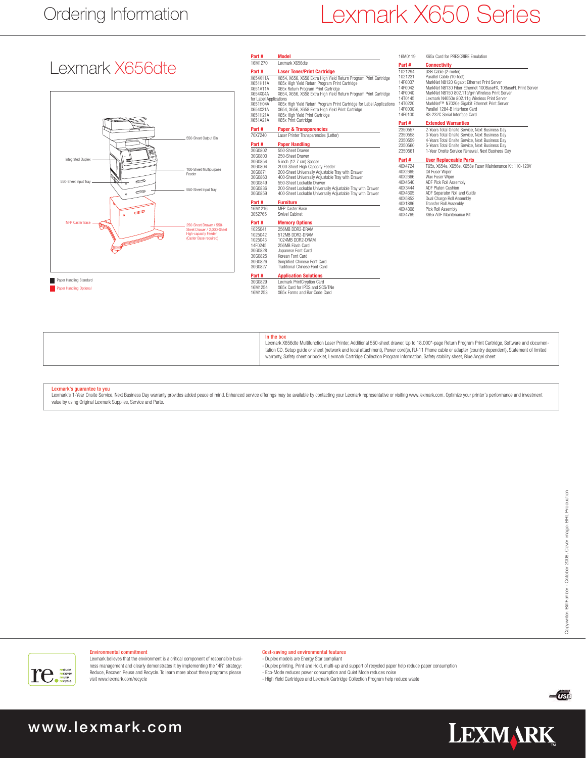# Ordering Information

# Lexmark X650 Series

## Lexmark X656dte

550-Sheet Output Bin

Integrated Duplex

100-Sheet Multipurpose Feeder

550-Sheet Input Tray

550-Sheet Input Tray

MFP Caster Base

250-Sheet Drawer / 550-Sheet Drawer / 2,000-Sheet High-capacity Feeder (Caster Base required)

Paper Handling Standard

Paper Handling Optional

| Part # | Model |
|---|---|
| 16M1270 | Lexmark X656dte |

| Part # | Laser Toner/Print Cartridge |
|---|---|
| X654X11A | X654, X656, X658 Extra High Yield Return Program Print Cartridge |
| X651H11A | X65x High Yield Return Program Print Cartridge |
| X651A11A | X65x Return Program Print Cartridge |
| X654X04A | X654, X656, X658 Extra High Yield Return Program Print Cartridge for Label Applications |
| X651H04A | X65x High Yield Return Program Print Cartridge for Label Applications |
| X654X21A | X654, X656, X658 Extra High Yield Print Cartridge |
| X651H21A | X65x High Yield Print Cartridge |
| X651A21A | X65x Print Cartridge |

| Part # | Paper & Transparencies |
|---|---|
| 70X7240 | Laser Printer Transparencies (Letter) |

| Part # | Paper Handling |
|---|---|
| 30G0802 | 550-Sheet Drawer |
| 30G0800 | 250-Sheet Drawer |
| 30G0854 | 5 inch (12.7 cm) Spacer |
| 30G0804 | 2000-Sheet High Capacity Feeder |
| 30G0871 | 200-Sheet Universally Adjustable Tray with Drawer |
| 30G0860 | 400-Sheet Universally Adjustable Tray with Drawer |
| 30G0849 | 550-Sheet Lockable Drawer |
| 30G0836 | 200-Sheet Lockable Universally Adjustable Tray with Drawer |
| 30G0859 | 400-Sheet Lockable Universally Adjustable Tray with Drawer |

| Part # | Furniture |
|---|---|
| 16M1216 | MFP Caster Base |
| 3052765 | Swivel Cabinet |

| Part # | Memory Options |
|---|---|
| 1025041 | 256MB DDR2-DRAM |
| 1025042 | 512MB DDR2-DRAM |
| 1025043 | 1024MB DDR2-DRAM |
| 14F0245 | 256MB Flash Card |
| 30G0828 | Japanese Font Card |
| 30G0825 | Korean Font Card |
| 30G0826 | Simplified Chinese Font Card |
| 30G0827 | Traditional Chinese Font Card |

| Part # | Application Solutions |
|---|---|
| 30G0829 | Lexmark PrintCryption Card |
| 16M1254 | X65x Card for IPDS and SCS/TNe |
| 16M1253 | X65x Forms and Bar Code Card |
| 16M0119 | X65x Card for PRESCRIBE Emulation |

| Part # | Connectivity |
|---|---|
| 1021294 | USB Cable (2-meter) |
| 1021231 | Parallel Cable (10-foot) |
| 14F0037 | MarkNet N8120 Gigabit Ethernet Print Server |
| 14F0042 | MarkNet N8130 Fiber Ethernet 100BaseFX, 10BaseFL Print Server |
| 14F0040 | MarkNet N8150 802.11b/g/n Wireless Print Server |
| 14T0145 | Lexmark N4050e 802.11g Wireless Print Server |
| 14T0220 | MarkNet™ N7020e Gigabit Ethernet Print Server |
| 14F0000 | Parallel 1284-B Interface Card |
| 14F0100 | RS-232C Serial Interface Card |

| Part # | Extended Warranties |
|---|---|
| 2350557 | 2-Years Total Onsite Service, Next Business Day |
| 2350558 | 3-Years Total Onsite Service, Next Business Day |
| 2350559 | 4-Years Total Onsite Service, Next Business Day |
| 2350560 | 5-Years Total Onsite Service, Next Business Day |
| 2350561 | 1-Year Onsite Service Renewal, Next Business Day |

| Part # | User Replaceable Parts |
|---|---|
| 40X4724 | T65x, X654e, X656e, X658e Fuser Maintenance Kit 110-120V |
| 40X2665 | Oil Fuser Wiper |
| 40X2666 | Wax Fuser Wiper |
| 40X4540 | ADF Pick Roll Assembly |
| 40X3444 | ADF Platen Cushion |
| 40X4605 | ADF Separator Roll and Guide |
| 40X5852 | Dual Charge Roll Assembly |
| 40X1886 | Transfer Roll Assembly |
| 40X4308 | Pick Roll Assembly |
| 40X4769 | X65x ADF Maintenance Kit |

**In the box**

Lexmark X656dte Multifunction Laser Printer, Additional 550-sheet drawer, Up to 18,000*-page Return Program Print Cartridge, Software and documentation CD, Setup guide or sheet (network and local attachment), Power cord(s), RJ-11 Phone cable or adapter (country dependent), Statement of limited warranty, Safety sheet or booklet, Lexmark Cartridge Collection Program Information, Safety stability sheet, Blue Angel sheet

**Lexmark's guarantee to you**

Lexmark's 1-Year Onsite Service, Next Business Day warranty provides added peace of mind. Enhanced service offerings may be available by contacting your Lexmark representative or visiting www.lexmark.com. Optimize your printer's performance and investment value by using Original Lexmark Supplies, Service and Parts.

Copywriter: Bill Fahber - October 2008. Cover image: BHL Production

re. reduce recover reuse recycle

**Environmental commitment**

Lexmark believes that the environment is a critical component of responsible business management and clearly demonstrates it by implementing the "4R" strategy: Reduce, Recover, Reuse and Recycle. To learn more about these programs please visit www.lexmark.com/recycle

**Cost-saving and environmental features**

- Duplex models are Energy Star compliant
- Duplex printing, Print and Hold, multi-up and support of recycled paper help reduce paper consumption
- Eco-Mode reduces power consumption and Quiet Mode reduces noise
- High Yield Cartridges and Lexmark Cartridge Collection Program help reduce waste

www.lexmark.com

LEXMARK